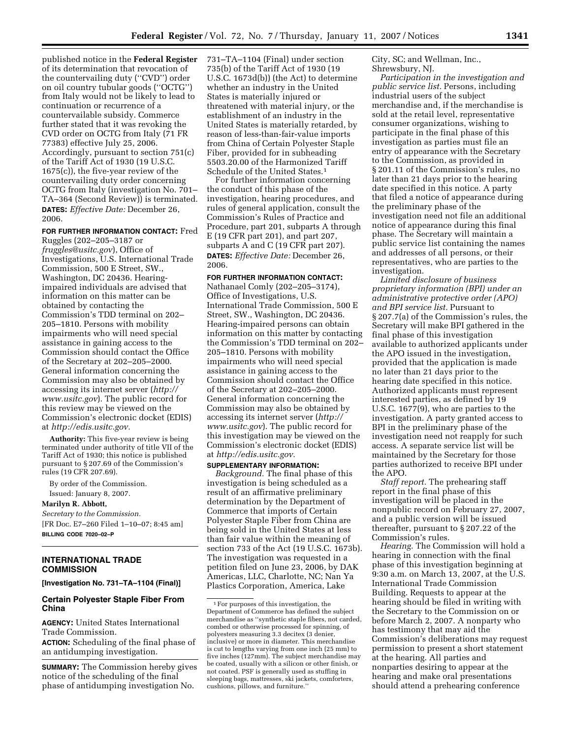published notice in the **Federal Register** of its determination that revocation of the countervailing duty (''CVD'') order on oil country tubular goods (''OCTG'') from Italy would not be likely to lead to continuation or recurrence of a countervailable subsidy. Commerce further stated that it was revoking the CVD order on OCTG from Italy (71 FR 77383) effective July 25, 2006. Accordingly, pursuant to section 751(c) of the Tariff Act of 1930 (19 U.S.C. 1675(c)), the five-year review of the countervailing duty order concerning OCTG from Italy (investigation No. 701–TA–364 (Second Review)) is terminated.

**DATES:** *Effective Date:* December 26, 2006.

**FOR FURTHER INFORMATION CONTACT:** Fred Ruggles (202–205–3187 or *fruggles@usitc.gov*), Office of Investigations, U.S. International Trade Commission, 500 E Street, SW., Washington, DC 20436. Hearing-impaired individuals are advised that information on this matter can be obtained by contacting the Commission's TDD terminal on 202–205–1810. Persons with mobility impairments who will need special assistance in gaining access to the Commission should contact the Office of the Secretary at 202–205–2000. General information concerning the Commission may also be obtained by accessing its internet server (*http://www.usitc.gov*). The public record for this review may be viewed on the Commission's electronic docket (EDIS) at *http://edis.usitc.gov.*

**Authority:** This five-year review is being terminated under authority of title VII of the Tariff Act of 1930; this notice is published pursuant to § 207.69 of the Commission's rules (19 CFR 207.69).

By order of the Commission.

Issued: January 8, 2007.

**Marilyn R. Abbott,**

*Secretary to the Commission.*

[FR Doc. E7–260 Filed 1–10–07; 8:45 am]

**BILLING CODE 7020–02–P**

---

## INTERNATIONAL TRADE COMMISSION

**[Investigation No. 731–TA–1104 (Final)]**

### Certain Polyester Staple Fiber From China

**AGENCY:** United States International Trade Commission.

**ACTION:** Scheduling of the final phase of an antidumping investigation.

**SUMMARY:** The Commission hereby gives notice of the scheduling of the final phase of antidumping investigation No. 731–TA–1104 (Final) under section 735(b) of the Tariff Act of 1930 (19 U.S.C. 1673d(b)) (the Act) to determine whether an industry in the United States is materially injured or threatened with material injury, or the establishment of an industry in the United States is materially retarded, by reason of less-than-fair-value imports from China of Certain Polyester Staple Fiber, provided for in subheading 5503.20.00 of the Harmonized Tariff Schedule of the United States.[1]

For further information concerning the conduct of this phase of the investigation, hearing procedures, and rules of general application, consult the Commission's Rules of Practice and Procedure, part 201, subparts A through E (19 CFR part 201), and part 207, subparts A and C (19 CFR part 207).

**DATES:** *Effective Date:* December 26, 2006.

**FOR FURTHER INFORMATION CONTACT:** Nathanael Comly (202–205–3174), Office of Investigations, U.S. International Trade Commission, 500 E Street, SW., Washington, DC 20436. Hearing-impaired persons can obtain information on this matter by contacting the Commission's TDD terminal on 202–205–1810. Persons with mobility impairments who will need special assistance in gaining access to the Commission should contact the Office of the Secretary at 202–205–2000. General information concerning the Commission may also be obtained by accessing its internet server (*http://www.usitc.gov*). The public record for this investigation may be viewed on the Commission's electronic docket (EDIS) at *http://edis.usitc.gov.*

**SUPPLEMENTARY INFORMATION:**

*Background.* The final phase of this investigation is being scheduled as a result of an affirmative preliminary determination by the Department of Commerce that imports of Certain Polyester Staple Fiber from China are being sold in the United States at less than fair value within the meaning of section 733 of the Act (19 U.S.C. 1673b). The investigation was requested in a petition filed on June 23, 2006, by DAK Americas, LLC, Charlotte, NC; Nan Ya Plastics Corporation, America, Lake City, SC; and Wellman, Inc., Shrewsbury, NJ.

*Participation in the investigation and public service list.* Persons, including industrial users of the subject merchandise and, if the merchandise is sold at the retail level, representative consumer organizations, wishing to participate in the final phase of this investigation as parties must file an entry of appearance with the Secretary to the Commission, as provided in § 201.11 of the Commission's rules, no later than 21 days prior to the hearing date specified in this notice. A party that filed a notice of appearance during the preliminary phase of the investigation need not file an additional notice of appearance during this final phase. The Secretary will maintain a public service list containing the names and addresses of all persons, or their representatives, who are parties to the investigation.

*Limited disclosure of business proprietary information (BPI) under an administrative protective order (APO) and BPI service list.* Pursuant to § 207.7(a) of the Commission's rules, the Secretary will make BPI gathered in the final phase of this investigation available to authorized applicants under the APO issued in the investigation, provided that the application is made no later than 21 days prior to the hearing date specified in this notice. Authorized applicants must represent interested parties, as defined by 19 U.S.C. 1677(9), who are parties to the investigation. A party granted access to BPI in the preliminary phase of the investigation need not reapply for such access. A separate service list will be maintained by the Secretary for those parties authorized to receive BPI under the APO.

*Staff report.* The prehearing staff report in the final phase of this investigation will be placed in the nonpublic record on February 27, 2007, and a public version will be issued thereafter, pursuant to § 207.22 of the Commission's rules.

*Hearing.* The Commission will hold a hearing in connection with the final phase of this investigation beginning at 9:30 a.m. on March 13, 2007, at the U.S. International Trade Commission Building. Requests to appear at the hearing should be filed in writing with the Secretary to the Commission on or before March 2, 2007. A nonparty who has testimony that may aid the Commission's deliberations may request permission to present a short statement at the hearing. All parties and nonparties desiring to appear at the hearing and make oral presentations should attend a prehearing conference

---

[1] For purposes of this investigation, the Department of Commerce has defined the subject merchandise as ''synthetic staple fibers, not carded, combed or otherwise processed for spinning, of polyesters measuring 3.3 decitex (3 denier, inclusive) or more in diameter. This merchandise is cut to lengths varying from one inch (25 mm) to five inches (127mm). The subject merchandise may be coated, usually with a silicon or other finish, or not coated. PSF is generally used as stuffing in sleeping bags, mattresses, ski jackets, comforters, cushions, pillows, and furniture.''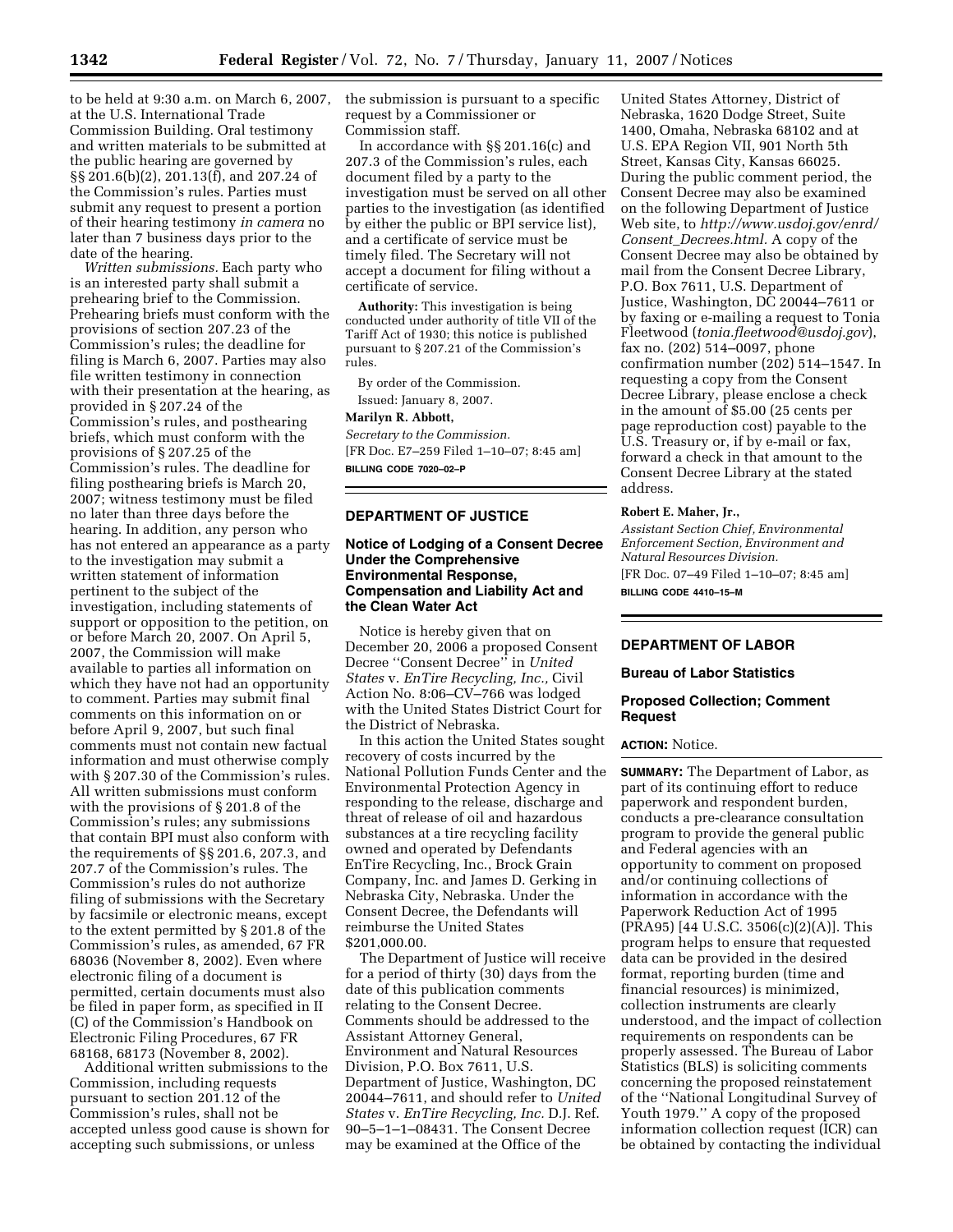to be held at 9:30 a.m. on March 6, 2007, at the U.S. International Trade Commission Building. Oral testimony and written materials to be submitted at the public hearing are governed by §§ 201.6(b)(2), 201.13(f), and 207.24 of the Commission's rules. Parties must submit any request to present a portion of their hearing testimony *in camera* no later than 7 business days prior to the date of the hearing.

*Written submissions.* Each party who is an interested party shall submit a prehearing brief to the Commission. Prehearing briefs must conform with the provisions of section 207.23 of the Commission's rules; the deadline for filing is March 6, 2007. Parties may also file written testimony in connection with their presentation at the hearing, as provided in § 207.24 of the Commission's rules, and posthearing briefs, which must conform with the provisions of § 207.25 of the Commission's rules. The deadline for filing posthearing briefs is March 20, 2007; witness testimony must be filed no later than three days before the hearing. In addition, any person who has not entered an appearance as a party to the investigation may submit a written statement of information pertinent to the subject of the investigation, including statements of support or opposition to the petition, on or before March 20, 2007. On April 5, 2007, the Commission will make available to parties all information on which they have not had an opportunity to comment. Parties may submit final comments on this information on or before April 9, 2007, but such final comments must not contain new factual information and must otherwise comply with § 207.30 of the Commission's rules. All written submissions must conform with the provisions of § 201.8 of the Commission's rules; any submissions that contain BPI must also conform with the requirements of §§ 201.6, 207.3, and 207.7 of the Commission's rules. The Commission's rules do not authorize filing of submissions with the Secretary by facsimile or electronic means, except to the extent permitted by § 201.8 of the Commission's rules, as amended, 67 FR 68036 (November 8, 2002). Even where electronic filing of a document is permitted, certain documents must also be filed in paper form, as specified in II (C) of the Commission's Handbook on Electronic Filing Procedures, 67 FR 68168, 68173 (November 8, 2002).

Additional written submissions to the Commission, including requests pursuant to section 201.12 of the Commission's rules, shall not be accepted unless good cause is shown for accepting such submissions, or unless the submission is pursuant to a specific request by a Commissioner or Commission staff.

In accordance with §§ 201.16(c) and 207.3 of the Commission's rules, each document filed by a party to the investigation must be served on all other parties to the investigation (as identified by either the public or BPI service list), and a certificate of service must be timely filed. The Secretary will not accept a document for filing without a certificate of service.

**Authority:** This investigation is being conducted under authority of title VII of the Tariff Act of 1930; this notice is published pursuant to § 207.21 of the Commission's rules.

By order of the Commission.

Issued: January 8, 2007.

**Marilyn R. Abbott,**

*Secretary to the Commission.*

[FR Doc. E7–259 Filed 1–10–07; 8:45 am]

**BILLING CODE 7020–02–P**

## DEPARTMENT OF JUSTICE

### Notice of Lodging of a Consent Decree Under the Comprehensive Environmental Response, Compensation and Liability Act and the Clean Water Act

Notice is hereby given that on December 20, 2006 a proposed Consent Decree "Consent Decree" in *United States* v. *EnTire Recycling, Inc.,* Civil Action No. 8:06–CV–766 was lodged with the United States District Court for the District of Nebraska.

In this action the United States sought recovery of costs incurred by the National Pollution Funds Center and the Environmental Protection Agency in responding to the release, discharge and threat of release of oil and hazardous substances at a tire recycling facility owned and operated by Defendants EnTire Recycling, Inc., Brock Grain Company, Inc. and James D. Gerking in Nebraska City, Nebraska. Under the Consent Decree, the Defendants will reimburse the United States $201,000.00.

The Department of Justice will receive for a period of thirty (30) days from the date of this publication comments relating to the Consent Decree. Comments should be addressed to the Assistant Attorney General, Environment and Natural Resources Division, P.O. Box 7611, U.S. Department of Justice, Washington, DC 20044–7611, and should refer to *United States* v. *EnTire Recycling, Inc.* D.J. Ref. 90–5–1–1–08431. The Consent Decree may be examined at the Office of the United States Attorney, District of Nebraska, 1620 Dodge Street, Suite 1400, Omaha, Nebraska 68102 and at U.S. EPA Region VII, 901 North 5th Street, Kansas City, Kansas 66025. During the public comment period, the Consent Decree may also be examined on the following Department of Justice Web site, to *http://www.usdoj.gov/enrd/Consent_Decrees.html.* A copy of the Consent Decree may also be obtained by mail from the Consent Decree Library, P.O. Box 7611, U.S. Department of Justice, Washington, DC 20044–7611 or by faxing or e-mailing a request to Tonia Fleetwood (*tonia.fleetwood@usdoj.gov*), fax no. (202) 514–0097, phone confirmation number (202) 514–1547. In requesting a copy from the Consent Decree Library, please enclose a check in the amount of $5.00 (25 cents per page reproduction cost) payable to the U.S. Treasury or, if by e-mail or fax, forward a check in that amount to the Consent Decree Library at the stated address.

**Robert E. Maher, Jr.,**

*Assistant Section Chief, Environmental Enforcement Section, Environment and Natural Resources Division.*

[FR Doc. 07–49 Filed 1–10–07; 8:45 am]

**BILLING CODE 4410–15–M**

## DEPARTMENT OF LABOR

### Bureau of Labor Statistics

### Proposed Collection; Comment Request

**ACTION:** Notice.

**SUMMARY:** The Department of Labor, as part of its continuing effort to reduce paperwork and respondent burden, conducts a pre-clearance consultation program to provide the general public and Federal agencies with an opportunity to comment on proposed and/or continuing collections of information in accordance with the Paperwork Reduction Act of 1995 (PRA95) [44 U.S.C. 3506(c)(2)(A)]. This program helps to ensure that requested data can be provided in the desired format, reporting burden (time and financial resources) is minimized, collection instruments are clearly understood, and the impact of collection requirements on respondents can be properly assessed. The Bureau of Labor Statistics (BLS) is soliciting comments concerning the proposed reinstatement of the "National Longitudinal Survey of Youth 1979." A copy of the proposed information collection request (ICR) can be obtained by contacting the individual